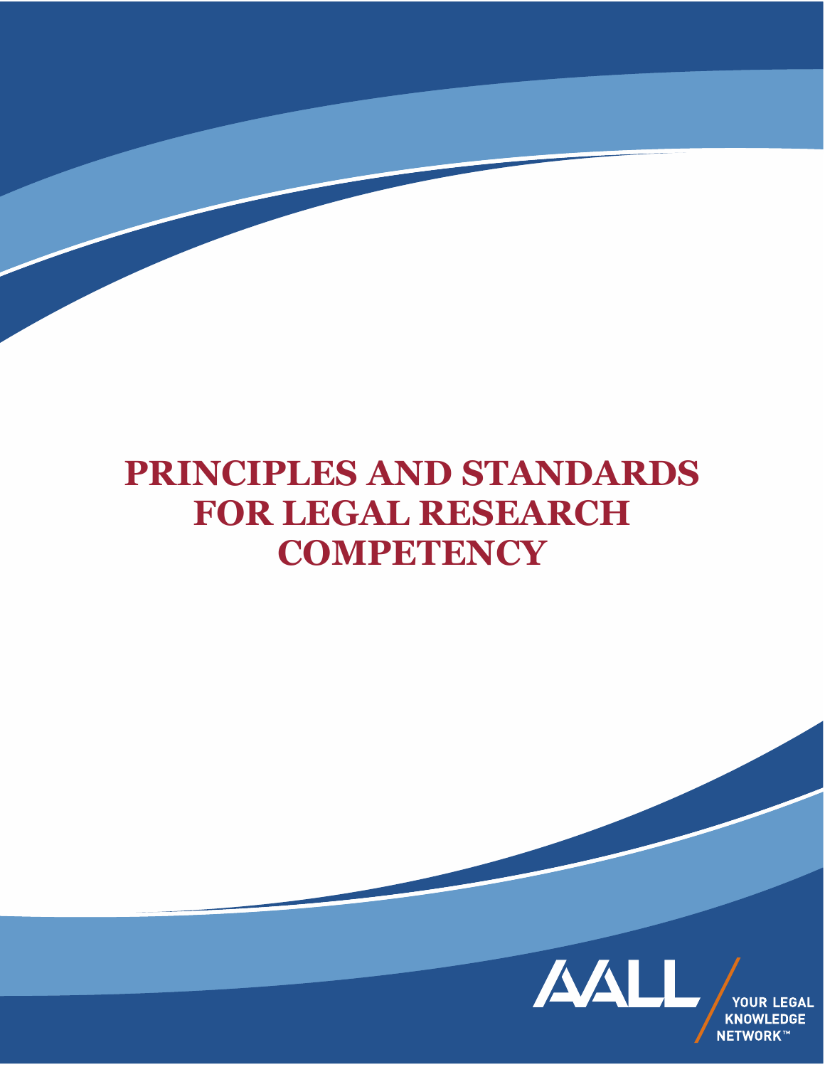# PRINCIPLES AND STANDARDS FOR LEGAL RESEARCH COMPETENCY

AALL

YOUR LEGAL KNOWLEDGE NETWORK™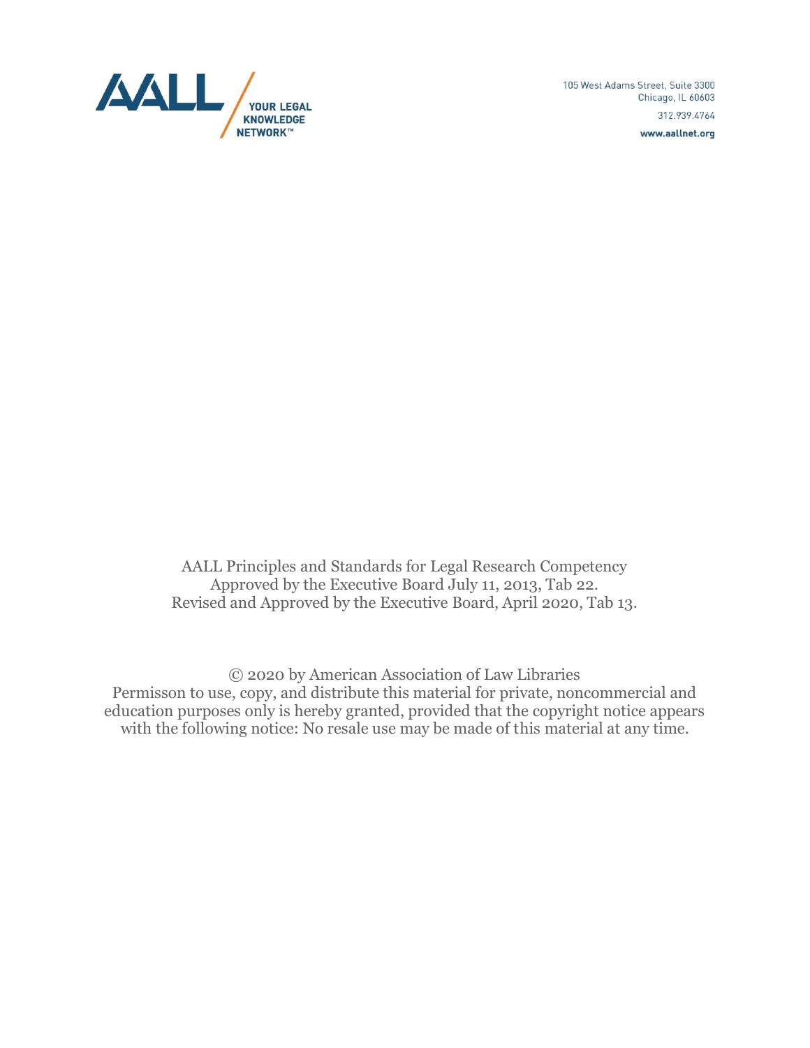AALL

YOUR LEGAL KNOWLEDGE NETWORK™

105 West Adams Street, Suite 3300
Chicago, IL 60603
312.939.4764
www.aallnet.org

AALL Principles and Standards for Legal Research Competency
Approved by the Executive Board July 11, 2013, Tab 22.
Revised and Approved by the Executive Board, April 2020, Tab 13.

© 2020 by American Association of Law Libraries
Permisson to use, copy, and distribute this material for private, noncommercial and education purposes only is hereby granted, provided that the copyright notice appears with the following notice: No resale use may be made of this material at any time.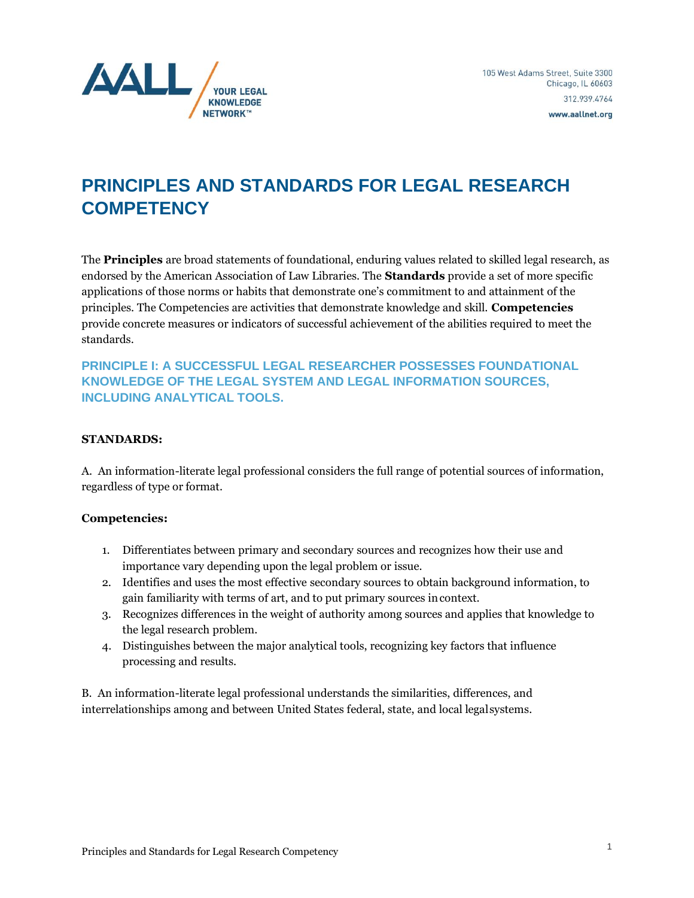# PRINCIPLES AND STANDARDS FOR LEGAL RESEARCH COMPETENCY

The **Principles** are broad statements of foundational, enduring values related to skilled legal research, as endorsed by the American Association of Law Libraries. The **Standards** provide a set of more specific applications of those norms or habits that demonstrate one's commitment to and attainment of the principles. The Competencies are activities that demonstrate knowledge and skill. **Competencies** provide concrete measures or indicators of successful achievement of the abilities required to meet the standards.

## PRINCIPLE I: A SUCCESSFUL LEGAL RESEARCHER POSSESSES FOUNDATIONAL KNOWLEDGE OF THE LEGAL SYSTEM AND LEGAL INFORMATION SOURCES, INCLUDING ANALYTICAL TOOLS.

**STANDARDS:**

A. An information-literate legal professional considers the full range of potential sources of information, regardless of type or format.

**Competencies:**

1. Differentiates between primary and secondary sources and recognizes how their use and importance vary depending upon the legal problem or issue.
2. Identifies and uses the most effective secondary sources to obtain background information, to gain familiarity with terms of art, and to put primary sources in context.
3. Recognizes differences in the weight of authority among sources and applies that knowledge to the legal research problem.
4. Distinguishes between the major analytical tools, recognizing key factors that influence processing and results.

B. An information-literate legal professional understands the similarities, differences, and interrelationships among and between United States federal, state, and local legal systems.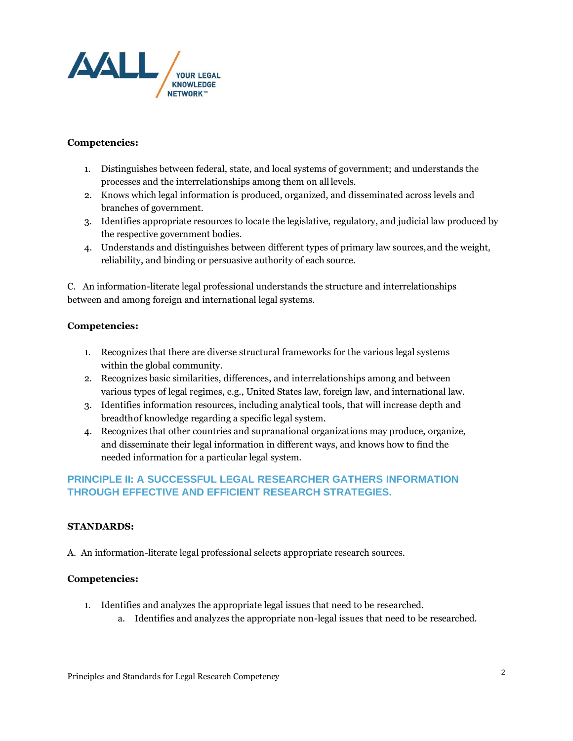**Competencies:**

1. Distinguishes between federal, state, and local systems of government; and understands the processes and the interrelationships among them on all levels.
2. Knows which legal information is produced, organized, and disseminated across levels and branches of government.
3. Identifies appropriate resources to locate the legislative, regulatory, and judicial law produced by the respective government bodies.
4. Understands and distinguishes between different types of primary law sources, and the weight, reliability, and binding or persuasive authority of each source.

C. An information-literate legal professional understands the structure and interrelationships between and among foreign and international legal systems.

**Competencies:**

1. Recognizes that there are diverse structural frameworks for the various legal systems within the global community.
2. Recognizes basic similarities, differences, and interrelationships among and between various types of legal regimes, e.g., United States law, foreign law, and international law.
3. Identifies information resources, including analytical tools, that will increase depth and breadth of knowledge regarding a specific legal system.
4. Recognizes that other countries and supranational organizations may produce, organize, and disseminate their legal information in different ways, and knows how to find the needed information for a particular legal system.

## PRINCIPLE II: A SUCCESSFUL LEGAL RESEARCHER GATHERS INFORMATION THROUGH EFFECTIVE AND EFFICIENT RESEARCH STRATEGIES.

**STANDARDS:**

A. An information-literate legal professional selects appropriate research sources.

**Competencies:**

1. Identifies and analyzes the appropriate legal issues that need to be researched.
    a. Identifies and analyzes the appropriate non-legal issues that need to be researched.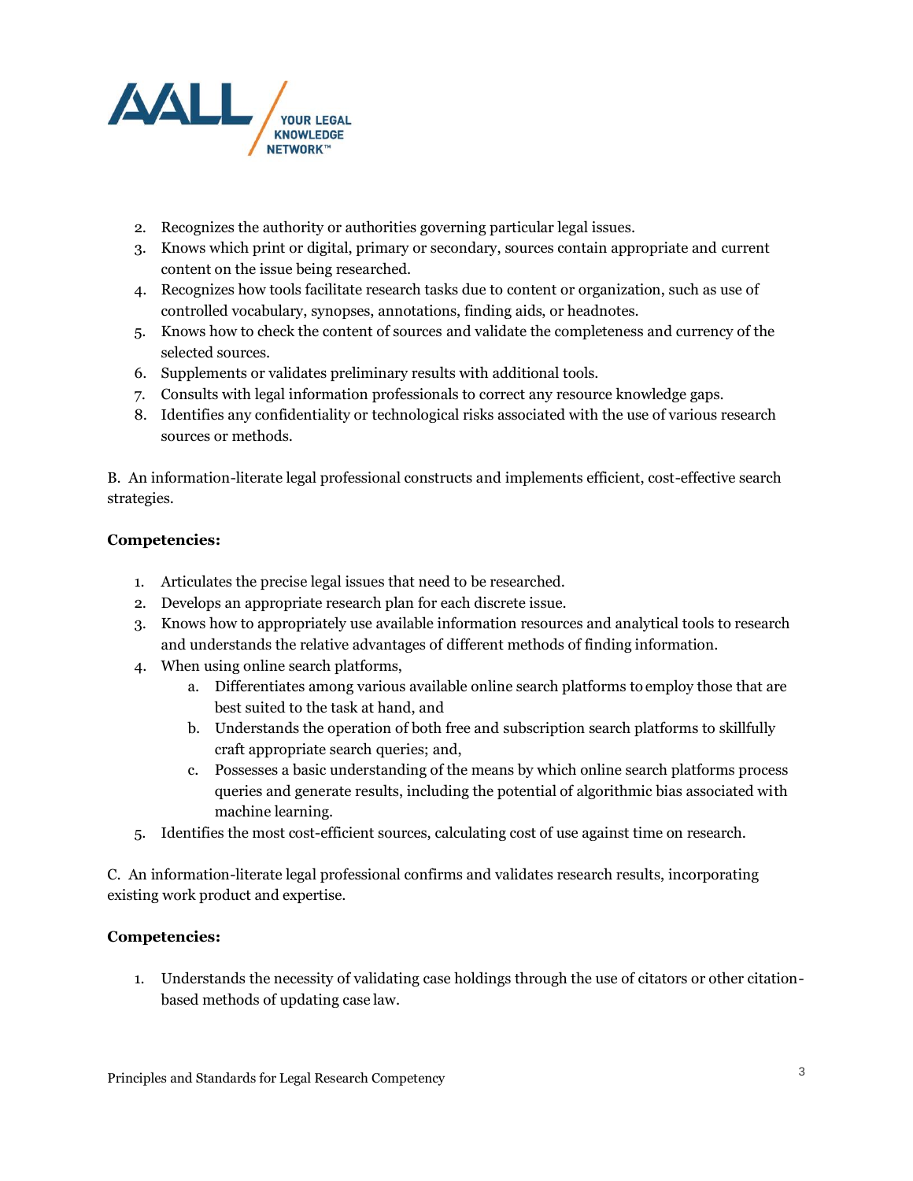2. Recognizes the authority or authorities governing particular legal issues.
3. Knows which print or digital, primary or secondary, sources contain appropriate and current content on the issue being researched.
4. Recognizes how tools facilitate research tasks due to content or organization, such as use of controlled vocabulary, synopses, annotations, finding aids, or headnotes.
5. Knows how to check the content of sources and validate the completeness and currency of the selected sources.
6. Supplements or validates preliminary results with additional tools.
7. Consults with legal information professionals to correct any resource knowledge gaps.
8. Identifies any confidentiality or technological risks associated with the use of various research sources or methods.

B. An information-literate legal professional constructs and implements efficient, cost-effective search strategies.

**Competencies:**

1. Articulates the precise legal issues that need to be researched.
2. Develops an appropriate research plan for each discrete issue.
3. Knows how to appropriately use available information resources and analytical tools to research and understands the relative advantages of different methods of finding information.
4. When using online search platforms,
   a. Differentiates among various available online search platforms to employ those that are best suited to the task at hand, and
   b. Understands the operation of both free and subscription search platforms to skillfully craft appropriate search queries; and,
   c. Possesses a basic understanding of the means by which online search platforms process queries and generate results, including the potential of algorithmic bias associated with machine learning.
5. Identifies the most cost-efficient sources, calculating cost of use against time on research.

C. An information-literate legal professional confirms and validates research results, incorporating existing work product and expertise.

**Competencies:**

1. Understands the necessity of validating case holdings through the use of citators or other citation-based methods of updating case law.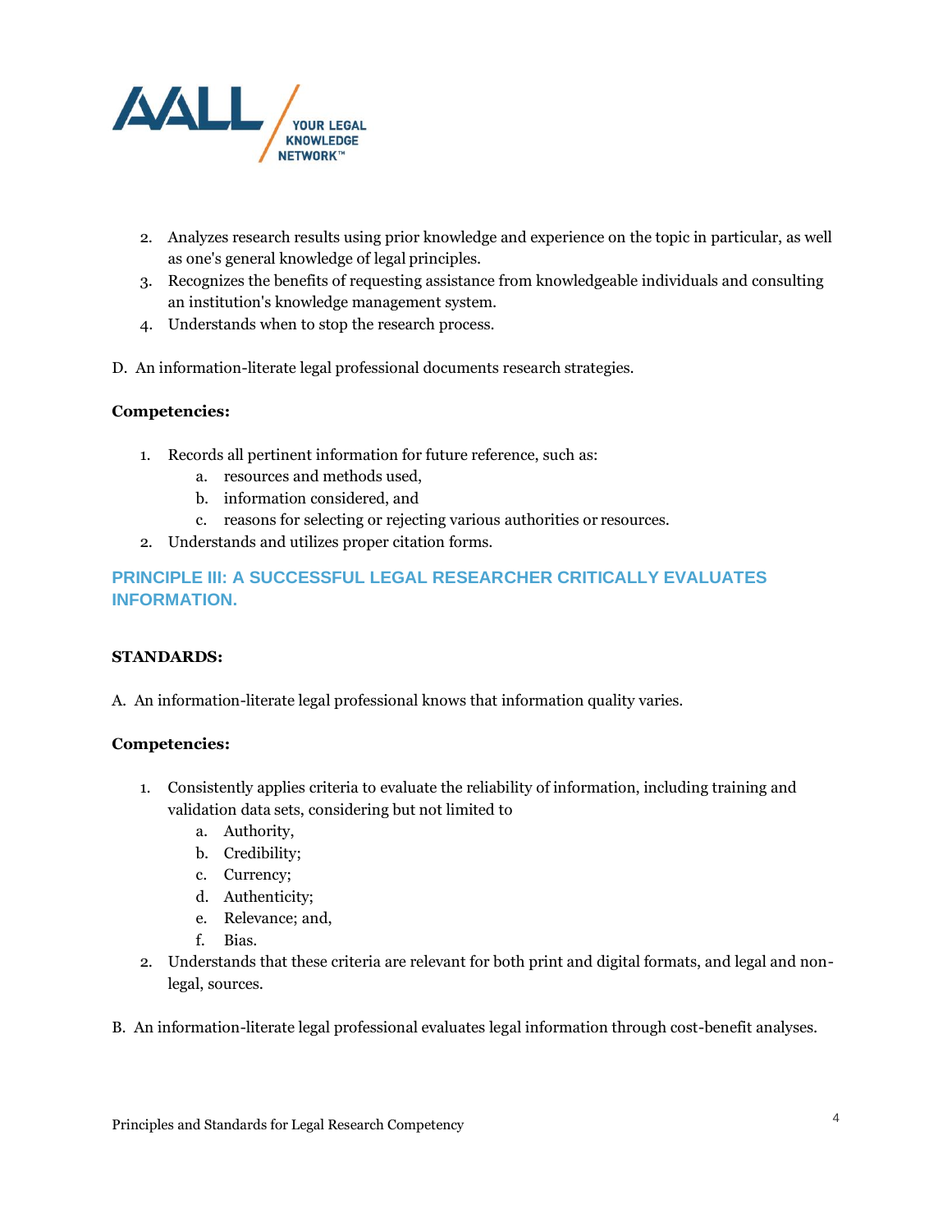2. Analyzes research results using prior knowledge and experience on the topic in particular, as well as one's general knowledge of legal principles.
3. Recognizes the benefits of requesting assistance from knowledgeable individuals and consulting an institution's knowledge management system.
4. Understands when to stop the research process.

D. An information-literate legal professional documents research strategies.

**Competencies:**

1. Records all pertinent information for future reference, such as:
   a. resources and methods used,
   b. information considered, and
   c. reasons for selecting or rejecting various authorities or resources.
2. Understands and utilizes proper citation forms.

## PRINCIPLE III: A SUCCESSFUL LEGAL RESEARCHER CRITICALLY EVALUATES INFORMATION.

**STANDARDS:**

A. An information-literate legal professional knows that information quality varies.

**Competencies:**

1. Consistently applies criteria to evaluate the reliability of information, including training and validation data sets, considering but not limited to
   a. Authority,
   b. Credibility;
   c. Currency;
   d. Authenticity;
   e. Relevance; and,
   f. Bias.
2. Understands that these criteria are relevant for both print and digital formats, and legal and non-legal, sources.

B. An information-literate legal professional evaluates legal information through cost-benefit analyses.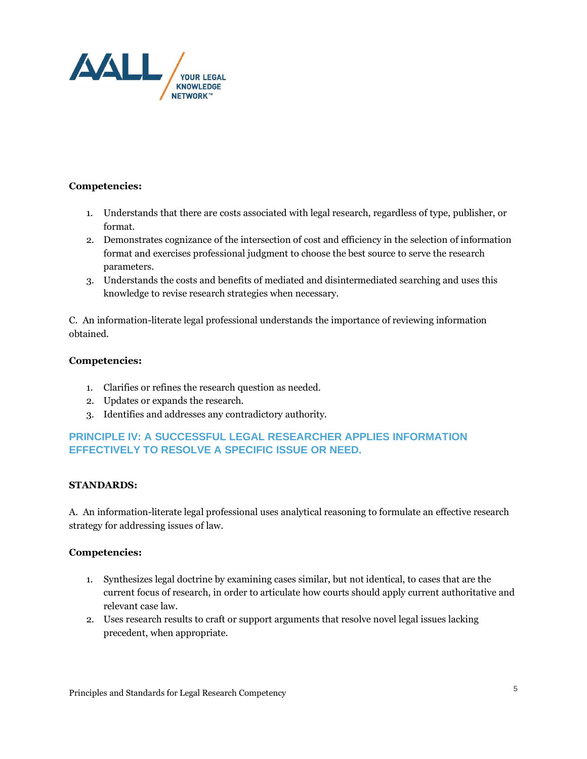**Competencies:**

1. Understands that there are costs associated with legal research, regardless of type, publisher, or format.
2. Demonstrates cognizance of the intersection of cost and efficiency in the selection of information format and exercises professional judgment to choose the best source to serve the research parameters.
3. Understands the costs and benefits of mediated and disintermediated searching and uses this knowledge to revise research strategies when necessary.

C. An information-literate legal professional understands the importance of reviewing information obtained.

**Competencies:**

1. Clarifies or refines the research question as needed.
2. Updates or expands the research.
3. Identifies and addresses any contradictory authority.

## PRINCIPLE IV: A SUCCESSFUL LEGAL RESEARCHER APPLIES INFORMATION EFFECTIVELY TO RESOLVE A SPECIFIC ISSUE OR NEED.

**STANDARDS:**

A. An information-literate legal professional uses analytical reasoning to formulate an effective research strategy for addressing issues of law.

**Competencies:**

1. Synthesizes legal doctrine by examining cases similar, but not identical, to cases that are the current focus of research, in order to articulate how courts should apply current authoritative and relevant case law.
2. Uses research results to craft or support arguments that resolve novel legal issues lacking precedent, when appropriate.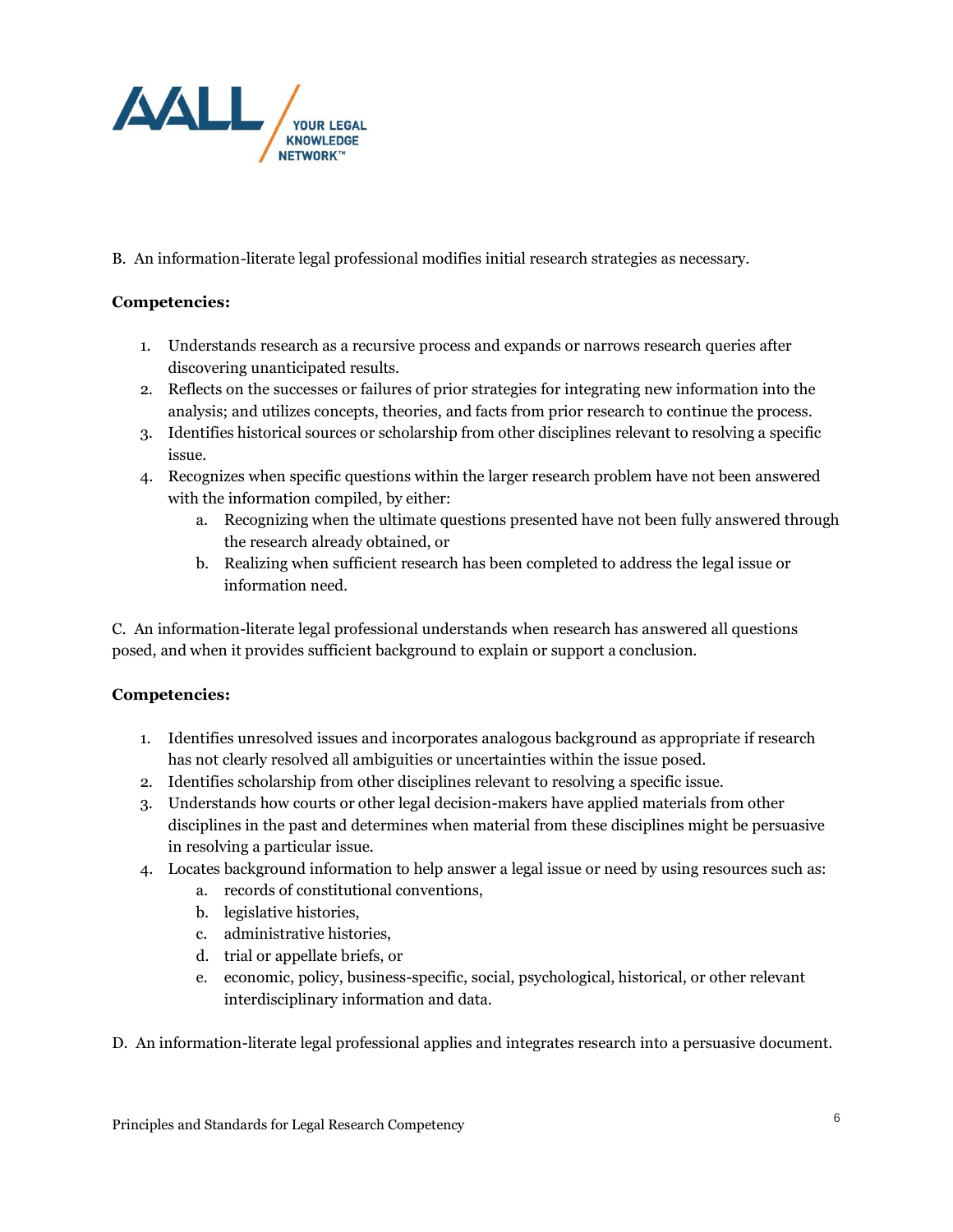B. An information-literate legal professional modifies initial research strategies as necessary.

**Competencies:**

1. Understands research as a recursive process and expands or narrows research queries after discovering unanticipated results.
2. Reflects on the successes or failures of prior strategies for integrating new information into the analysis; and utilizes concepts, theories, and facts from prior research to continue the process.
3. Identifies historical sources or scholarship from other disciplines relevant to resolving a specific issue.
4. Recognizes when specific questions within the larger research problem have not been answered with the information compiled, by either:
    a. Recognizing when the ultimate questions presented have not been fully answered through the research already obtained, or
    b. Realizing when sufficient research has been completed to address the legal issue or information need.

C. An information-literate legal professional understands when research has answered all questions posed, and when it provides sufficient background to explain or support a conclusion.

**Competencies:**

1. Identifies unresolved issues and incorporates analogous background as appropriate if research has not clearly resolved all ambiguities or uncertainties within the issue posed.
2. Identifies scholarship from other disciplines relevant to resolving a specific issue.
3. Understands how courts or other legal decision-makers have applied materials from other disciplines in the past and determines when material from these disciplines might be persuasive in resolving a particular issue.
4. Locates background information to help answer a legal issue or need by using resources such as:
    a. records of constitutional conventions,
    b. legislative histories,
    c. administrative histories,
    d. trial or appellate briefs, or
    e. economic, policy, business-specific, social, psychological, historical, or other relevant interdisciplinary information and data.

D. An information-literate legal professional applies and integrates research into a persuasive document.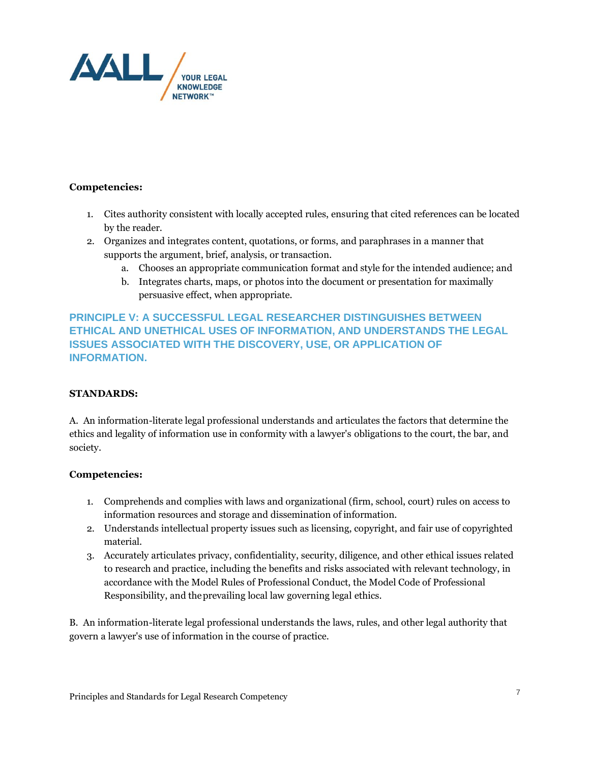**Competencies:**

1. Cites authority consistent with locally accepted rules, ensuring that cited references can be located by the reader.
2. Organizes and integrates content, quotations, or forms, and paraphrases in a manner that supports the argument, brief, analysis, or transaction.
    a. Chooses an appropriate communication format and style for the intended audience; and
    b. Integrates charts, maps, or photos into the document or presentation for maximally persuasive effect, when appropriate.

## PRINCIPLE V: A SUCCESSFUL LEGAL RESEARCHER DISTINGUISHES BETWEEN ETHICAL AND UNETHICAL USES OF INFORMATION, AND UNDERSTANDS THE LEGAL ISSUES ASSOCIATED WITH THE DISCOVERY, USE, OR APPLICATION OF INFORMATION.

**STANDARDS:**

A. An information-literate legal professional understands and articulates the factors that determine the ethics and legality of information use in conformity with a lawyer's obligations to the court, the bar, and society.

**Competencies:**

1. Comprehends and complies with laws and organizational (firm, school, court) rules on access to information resources and storage and dissemination of information.
2. Understands intellectual property issues such as licensing, copyright, and fair use of copyrighted material.
3. Accurately articulates privacy, confidentiality, security, diligence, and other ethical issues related to research and practice, including the benefits and risks associated with relevant technology, in accordance with the Model Rules of Professional Conduct, the Model Code of Professional Responsibility, and the prevailing local law governing legal ethics.

B. An information-literate legal professional understands the laws, rules, and other legal authority that govern a lawyer's use of information in the course of practice.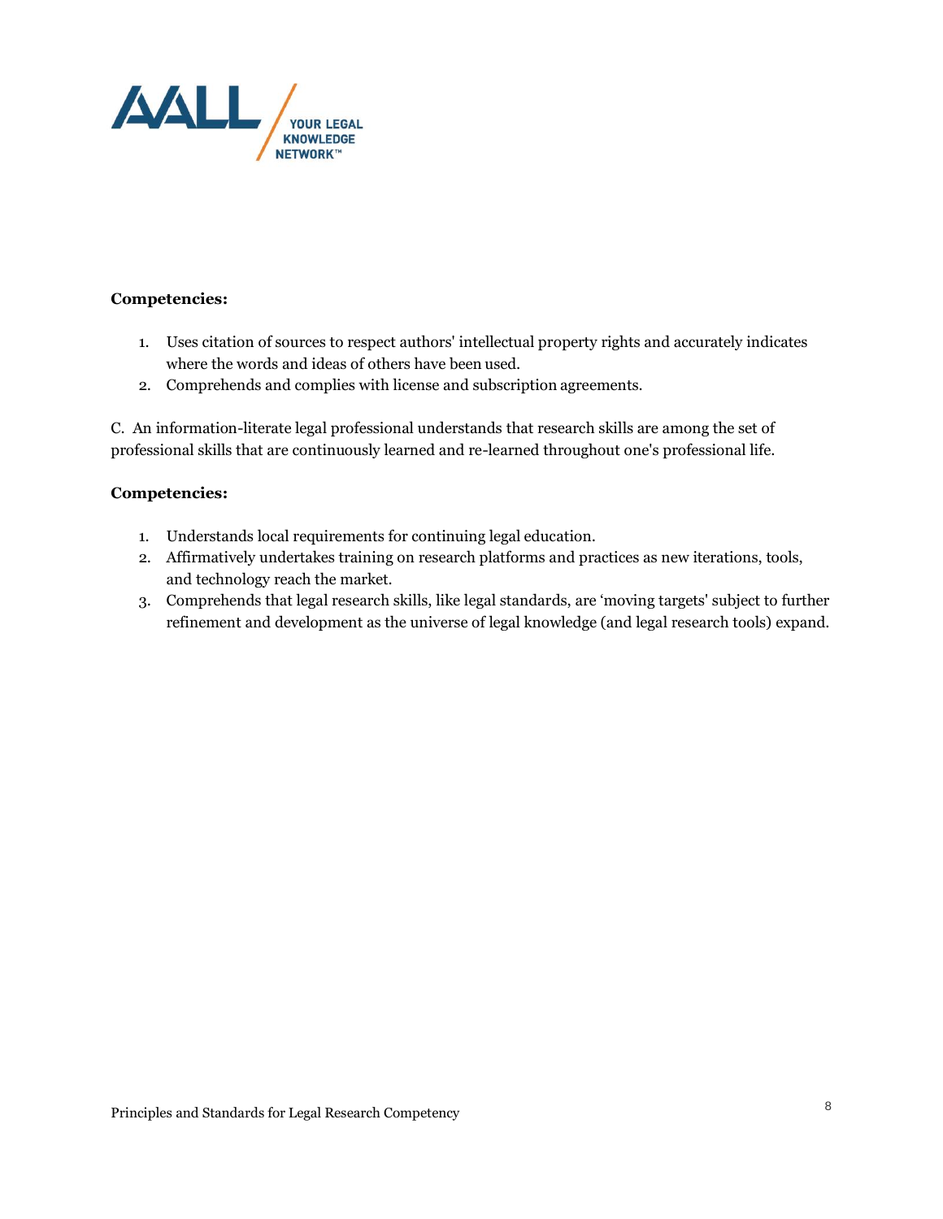**Competencies:**

1. Uses citation of sources to respect authors' intellectual property rights and accurately indicates where the words and ideas of others have been used.
2. Comprehends and complies with license and subscription agreements.

C. An information-literate legal professional understands that research skills are among the set of professional skills that are continuously learned and re-learned throughout one's professional life.

**Competencies:**

1. Understands local requirements for continuing legal education.
2. Affirmatively undertakes training on research platforms and practices as new iterations, tools, and technology reach the market.
3. Comprehends that legal research skills, like legal standards, are 'moving targets' subject to further refinement and development as the universe of legal knowledge (and legal research tools) expand.